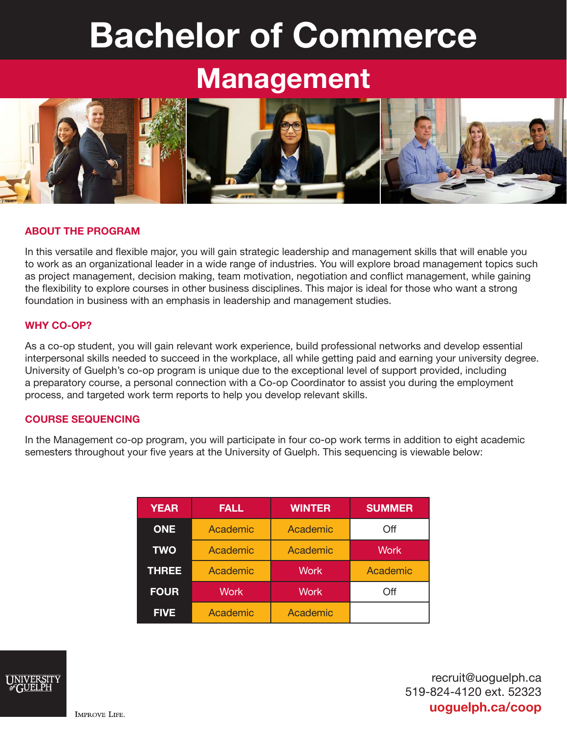# Bachelor of Commerce

## Management

### ABOUT THE PROGRAM

In this versatile and flexible major, you will gain strategic leadership and management skills that will enable you to work as an organizational leader in a wide range of industries. You will explore broad management topics such as project management, decision making, team motivation, negotiation and conflict management, while gaining the flexibility to explore courses in other business disciplines. This major is ideal for those who want a strong foundation in business with an emphasis in leadership and management studies.

### WHY CO-OP?

As a co-op student, you will gain relevant work experience, build professional networks and develop essential interpersonal skills needed to succeed in the workplace, all while getting paid and earning your university degree. University of Guelph's co-op program is unique due to the exceptional level of support provided, including a preparatory course, a personal connection with a Co-op Coordinator to assist you during the employment process, and targeted work term reports to help you develop relevant skills.

### COURSE SEQUENCING

In the Management co-op program, you will participate in four co-op work terms in addition to eight academic semesters throughout your five years at the University of Guelph. This sequencing is viewable below:

| YEAR | FALL | WINTER | SUMMER |
|---|---|---|---|
| ONE | Academic | Academic | Off |
| TWO | Academic | Academic | Work |
| THREE | Academic | Work | Academic |
| FOUR | Work | Work | Off |
| FIVE | Academic | Academic | |

UNIVERSITY of GUELPH

IMPROVE LIFE.

recruit@uoguelph.ca
519-824-4120 ext. 52323
**uoguelph.ca/coop**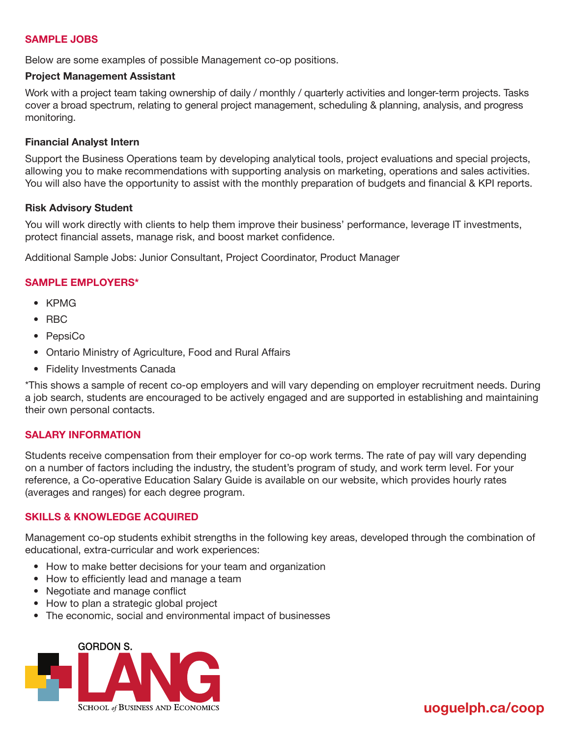## SAMPLE JOBS

Below are some examples of possible Management co-op positions.

**Project Management Assistant**

Work with a project team taking ownership of daily / monthly / quarterly activities and longer-term projects. Tasks cover a broad spectrum, relating to general project management, scheduling & planning, analysis, and progress monitoring.

**Financial Analyst Intern**

Support the Business Operations team by developing analytical tools, project evaluations and special projects, allowing you to make recommendations with supporting analysis on marketing, operations and sales activities. You will also have the opportunity to assist with the monthly preparation of budgets and financial & KPI reports.

**Risk Advisory Student**

You will work directly with clients to help them improve their business' performance, leverage IT investments, protect financial assets, manage risk, and boost market confidence.

Additional Sample Jobs: Junior Consultant, Project Coordinator, Product Manager

## SAMPLE EMPLOYERS*

- KPMG
- RBC
- PepsiCo
- Ontario Ministry of Agriculture, Food and Rural Affairs
- Fidelity Investments Canada

*This shows a sample of recent co-op employers and will vary depending on employer recruitment needs. During a job search, students are encouraged to be actively engaged and are supported in establishing and maintaining their own personal contacts.

## SALARY INFORMATION

Students receive compensation from their employer for co-op work terms. The rate of pay will vary depending on a number of factors including the industry, the student's program of study, and work term level. For your reference, a Co-operative Education Salary Guide is available on our website, which provides hourly rates (averages and ranges) for each degree program.

## SKILLS & KNOWLEDGE ACQUIRED

Management co-op students exhibit strengths in the following key areas, developed through the combination of educational, extra-curricular and work experiences:

- How to make better decisions for your team and organization
- How to efficiently lead and manage a team
- Negotiate and manage conflict
- How to plan a strategic global project
- The economic, social and environmental impact of businesses

GORDON S. LANG
SCHOOL of BUSINESS AND ECONOMICS

uoguelph.ca/coop